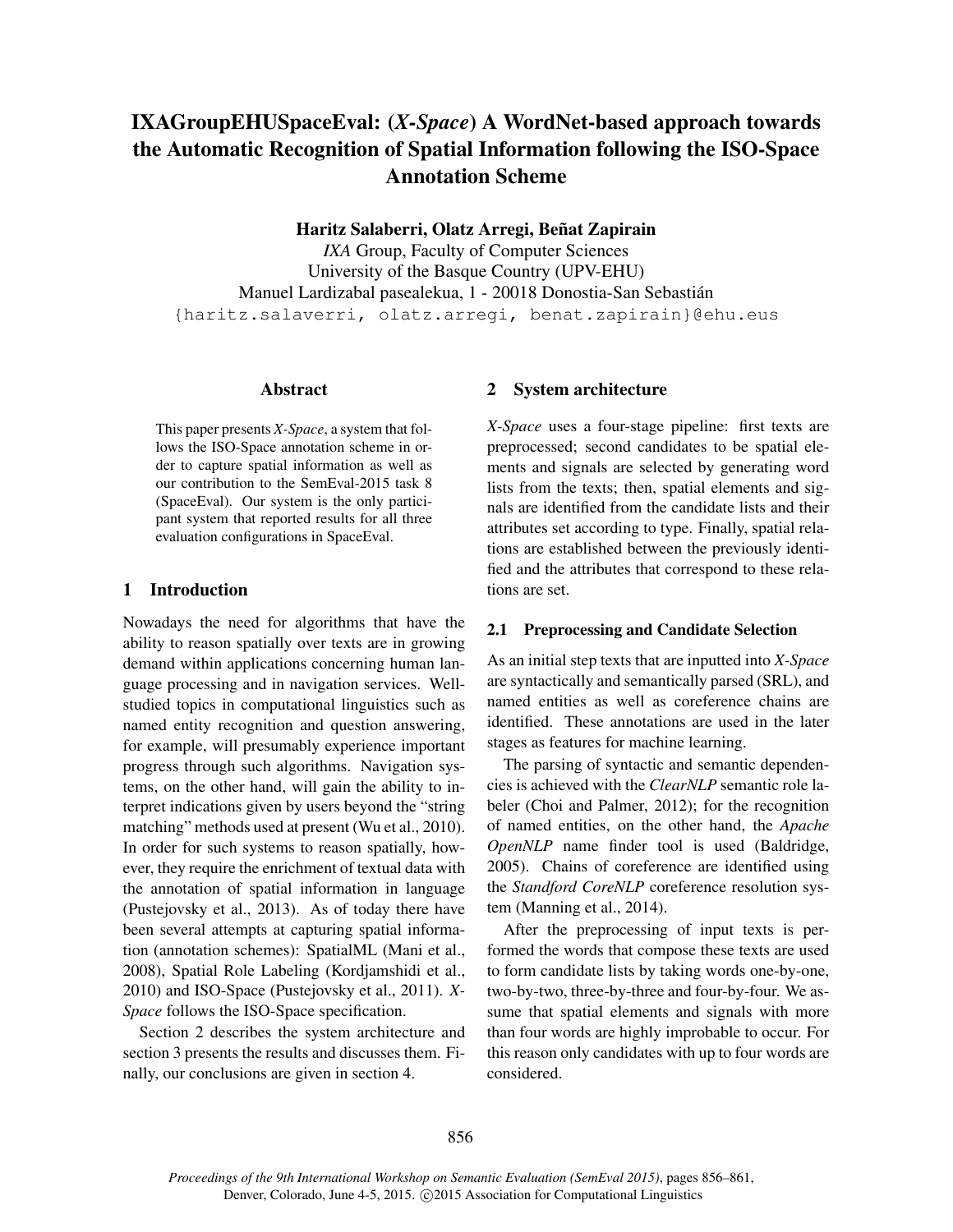# IXAGroupEHUSpaceEval: (*X-Space*) A WordNet-based approach towards the Automatic Recognition of Spatial Information following the ISO-Space Annotation Scheme

**Haritz Salaberri, Olatz Arregi, Beñat Zapirain**

*IXA* Group, Faculty of Computer Sciences
University of the Basque Country (UPV-EHU)
Manuel Lardizabal pasealekua, 1 - 20018 Donostia-San Sebastián
{haritz.salaverri, olatz.arregi, benat.zapirain}@ehu.eus

## Abstract

This paper presents *X-Space*, a system that follows the ISO-Space annotation scheme in order to capture spatial information as well as our contribution to the SemEval-2015 task 8 (SpaceEval). Our system is the only participant system that reported results for all three evaluation configurations in SpaceEval.

## 1 Introduction

Nowadays the need for algorithms that have the ability to reason spatially over texts are in growing demand within applications concerning human language processing and in navigation services. Well-studied topics in computational linguistics such as named entity recognition and question answering, for example, will presumably experience important progress through such algorithms. Navigation systems, on the other hand, will gain the ability to interpret indications given by users beyond the "string matching" methods used at present (Wu et al., 2010). In order for such systems to reason spatially, however, they require the enrichment of textual data with the annotation of spatial information in language (Pustejovsky et al., 2013). As of today there have been several attempts at capturing spatial information (annotation schemes): SpatialML (Mani et al., 2008), Spatial Role Labeling (Kordjamshidi et al., 2010) and ISO-Space (Pustejovsky et al., 2011). *X-Space* follows the ISO-Space specification.

Section 2 describes the system architecture and section 3 presents the results and discusses them. Finally, our conclusions are given in section 4.

## 2 System architecture

*X-Space* uses a four-stage pipeline: first texts are preprocessed; second candidates to be spatial elements and signals are selected by generating word lists from the texts; then, spatial elements and signals are identified from the candidate lists and their attributes set according to type. Finally, spatial relations are established between the previously identified and the attributes that correspond to these relations are set.

### 2.1 Preprocessing and Candidate Selection

As an initial step texts that are inputted into *X-Space* are syntactically and semantically parsed (SRL), and named entities as well as coreference chains are identified. These annotations are used in the later stages as features for machine learning.

The parsing of syntactic and semantic dependencies is achieved with the *ClearNLP* semantic role labeler (Choi and Palmer, 2012); for the recognition of named entities, on the other hand, the *Apache OpenNLP* name finder tool is used (Baldridge, 2005). Chains of coreference are identified using the *Standford CoreNLP* coreference resolution system (Manning et al., 2014).

After the preprocessing of input texts is performed the words that compose these texts are used to form candidate lists by taking words one-by-one, two-by-two, three-by-three and four-by-four. We assume that spatial elements and signals with more than four words are highly improbable to occur. For this reason only candidates with up to four words are considered.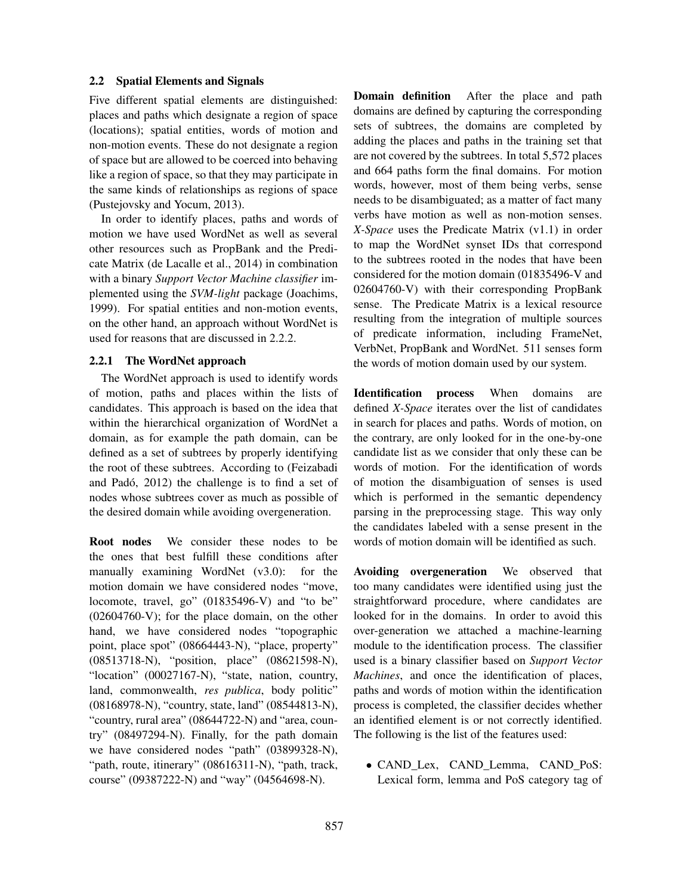## 2.2 Spatial Elements and Signals

Five different spatial elements are distinguished: places and paths which designate a region of space (locations); spatial entities, words of motion and non-motion events. These do not designate a region of space but are allowed to be coerced into behaving like a region of space, so that they may participate in the same kinds of relationships as regions of space (Pustejovsky and Yocum, 2013).

In order to identify places, paths and words of motion we have used WordNet as well as several other resources such as PropBank and the Predicate Matrix (de Lacalle et al., 2014) in combination with a binary *Support Vector Machine classifier* implemented using the *SVM-light* package (Joachims, 1999). For spatial entities and non-motion events, on the other hand, an approach without WordNet is used for reasons that are discussed in 2.2.2.

### 2.2.1 The WordNet approach

The WordNet approach is used to identify words of motion, paths and places within the lists of candidates. This approach is based on the idea that within the hierarchical organization of WordNet a domain, as for example the path domain, can be defined as a set of subtrees by properly identifying the root of these subtrees. According to (Feizabadi and Padó, 2012) the challenge is to find a set of nodes whose subtrees cover as much as possible of the desired domain while avoiding overgeneration.

**Root nodes** We consider these nodes to be the ones that best fulfill these conditions after manually examining WordNet (v3.0): for the motion domain we have considered nodes "move, locomote, travel, go" (01835496-V) and "to be" (02604760-V); for the place domain, on the other hand, we have considered nodes "topographic point, place spot" (08664443-N), "place, property" (08513718-N), "position, place" (08621598-N), "location" (00027167-N), "state, nation, country, land, commonwealth, *res publica*, body politic" (08168978-N), "country, state, land" (08544813-N), "country, rural area" (08644722-N) and "area, country" (08497294-N). Finally, for the path domain we have considered nodes "path" (03899328-N), "path, route, itinerary" (08616311-N), "path, track, course" (09387222-N) and "way" (04564698-N).

**Domain definition** After the place and path domains are defined by capturing the corresponding sets of subtrees, the domains are completed by adding the places and paths in the training set that are not covered by the subtrees. In total 5,572 places and 664 paths form the final domains. For motion words, however, most of them being verbs, sense needs to be disambiguated; as a matter of fact many verbs have motion as well as non-motion senses. *X-Space* uses the Predicate Matrix (v1.1) in order to map the WordNet synset IDs that correspond to the subtrees rooted in the nodes that have been considered for the motion domain (01835496-V and 02604760-V) with their corresponding PropBank sense. The Predicate Matrix is a lexical resource resulting from the integration of multiple sources of predicate information, including FrameNet, VerbNet, PropBank and WordNet. 511 senses form the words of motion domain used by our system.

**Identification process** When domains are defined *X-Space* iterates over the list of candidates in search for places and paths. Words of motion, on the contrary, are only looked for in the one-by-one candidate list as we consider that only these can be words of motion. For the identification of words of motion the disambiguation of senses is used which is performed in the semantic dependency parsing in the preprocessing stage. This way only the candidates labeled with a sense present in the words of motion domain will be identified as such.

**Avoiding overgeneration** We observed that too many candidates were identified using just the straightforward procedure, where candidates are looked for in the domains. In order to avoid this over-generation we attached a machine-learning module to the identification process. The classifier used is a binary classifier based on *Support Vector Machines*, and once the identification of places, paths and words of motion within the identification process is completed, the classifier decides whether an identified element is or not correctly identified. The following is the list of the features used:

- CAND_Lex, CAND_Lemma, CAND_PoS: Lexical form, lemma and PoS category tag of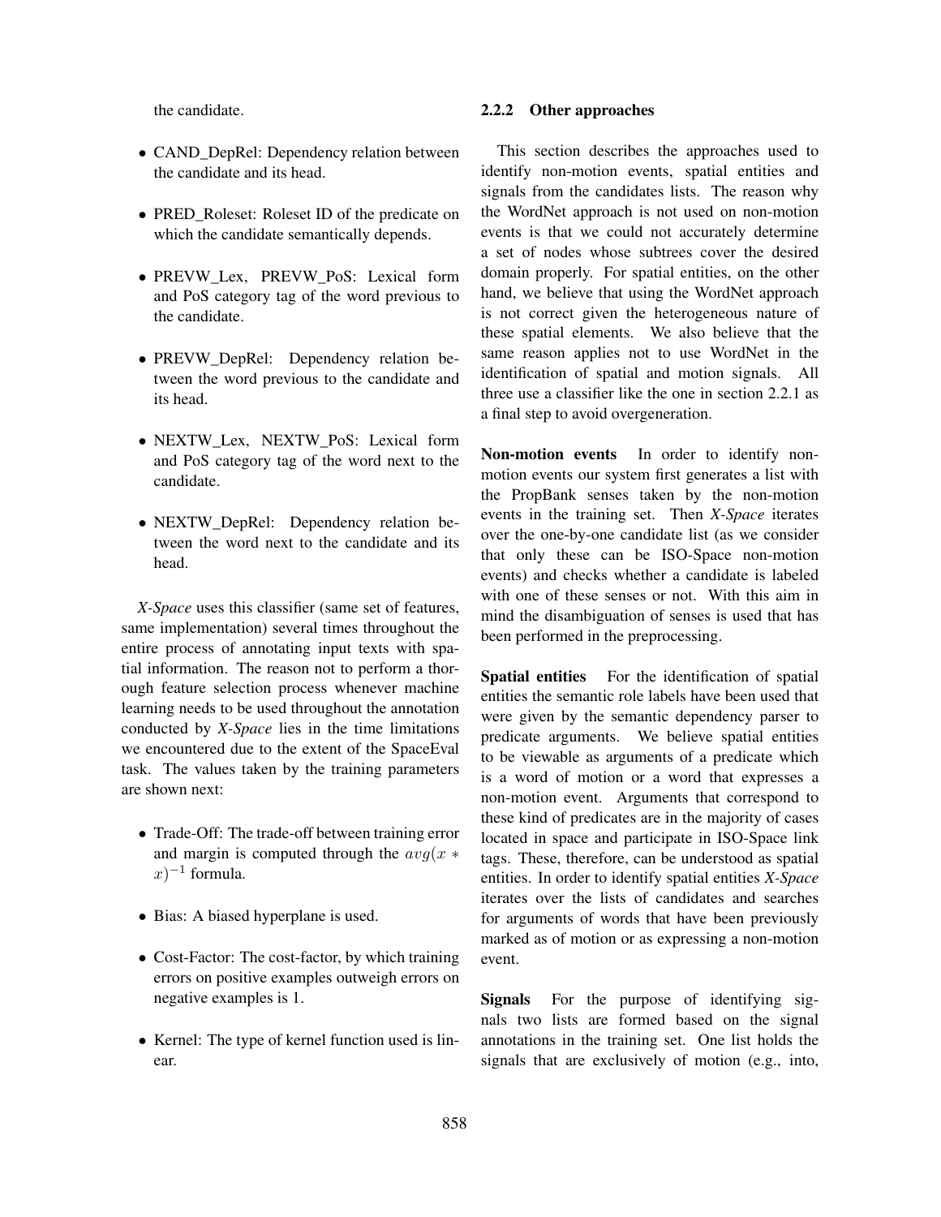the candidate.

- CAND_DepRel: Dependency relation between the candidate and its head.
- PRED_Roleset: Roleset ID of the predicate on which the candidate semantically depends.
- PREVW_Lex, PREVW_PoS: Lexical form and PoS category tag of the word previous to the candidate.
- PREVW_DepRel: Dependency relation between the word previous to the candidate and its head.
- NEXTW_Lex, NEXTW_PoS: Lexical form and PoS category tag of the word next to the candidate.
- NEXTW_DepRel: Dependency relation between the word next to the candidate and its head.

*X-Space* uses this classifier (same set of features, same implementation) several times throughout the entire process of annotating input texts with spatial information. The reason not to perform a thorough feature selection process whenever machine learning needs to be used throughout the annotation conducted by *X-Space* lies in the time limitations we encountered due to the extent of the SpaceEval task. The values taken by the training parameters are shown next:

- Trade-Off: The trade-off between training error and margin is computed through the $avg(x * x)^{-1}$ formula.
- Bias: A biased hyperplane is used.
- Cost-Factor: The cost-factor, by which training errors on positive examples outweigh errors on negative examples is 1.
- Kernel: The type of kernel function used is linear.

#### 2.2.2 Other approaches

This section describes the approaches used to identify non-motion events, spatial entities and signals from the candidates lists. The reason why the WordNet approach is not used on non-motion events is that we could not accurately determine a set of nodes whose subtrees cover the desired domain properly. For spatial entities, on the other hand, we believe that using the WordNet approach is not correct given the heterogeneous nature of these spatial elements. We also believe that the same reason applies not to use WordNet in the identification of spatial and motion signals. All three use a classifier like the one in section 2.2.1 as a final step to avoid overgeneration.

**Non-motion events** In order to identify non-motion events our system first generates a list with the PropBank senses taken by the non-motion events in the training set. Then *X-Space* iterates over the one-by-one candidate list (as we consider that only these can be ISO-Space non-motion events) and checks whether a candidate is labeled with one of these senses or not. With this aim in mind the disambiguation of senses is used that has been performed in the preprocessing.

**Spatial entities** For the identification of spatial entities the semantic role labels have been used that were given by the semantic dependency parser to predicate arguments. We believe spatial entities to be viewable as arguments of a predicate which is a word of motion or a word that expresses a non-motion event. Arguments that correspond to these kind of predicates are in the majority of cases located in space and participate in ISO-Space link tags. These, therefore, can be understood as spatial entities. In order to identify spatial entities *X-Space* iterates over the lists of candidates and searches for arguments of words that have been previously marked as of motion or as expressing a non-motion event.

**Signals** For the purpose of identifying signals two lists are formed based on the signal annotations in the training set. One list holds the signals that are exclusively of motion (e.g., into,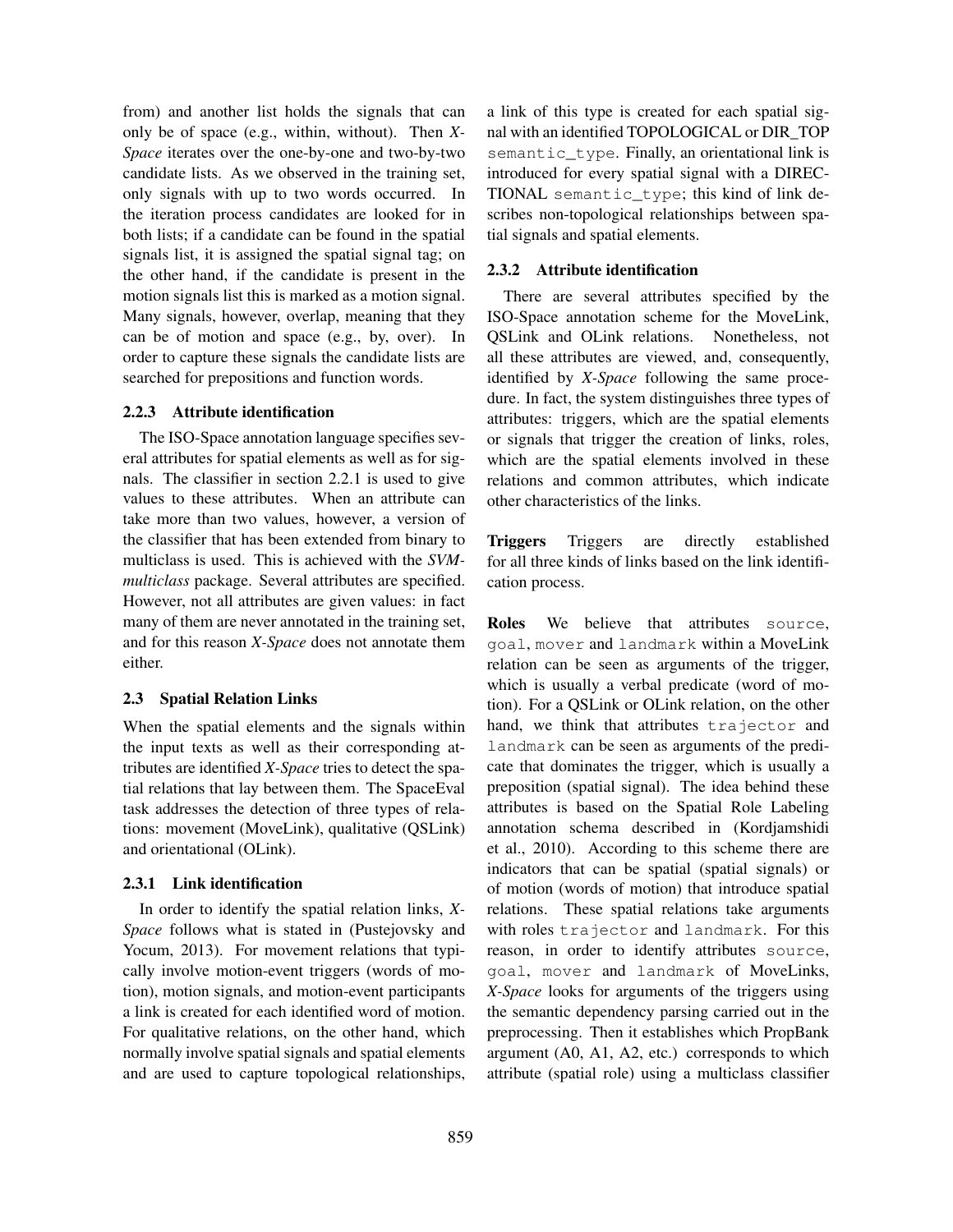from) and another list holds the signals that can only be of space (e.g., within, without). Then *X-Space* iterates over the one-by-one and two-by-two candidate lists. As we observed in the training set, only signals with up to two words occurred. In the iteration process candidates are looked for in both lists; if a candidate can be found in the spatial signals list, it is assigned the spatial signal tag; on the other hand, if the candidate is present in the motion signals list this is marked as a motion signal. Many signals, however, overlap, meaning that they can be of motion and space (e.g., by, over). In order to capture these signals the candidate lists are searched for prepositions and function words.

#### 2.2.3 Attribute identification

The ISO-Space annotation language specifies several attributes for spatial elements as well as for signals. The classifier in section 2.2.1 is used to give values to these attributes. When an attribute can take more than two values, however, a version of the classifier that has been extended from binary to multiclass is used. This is achieved with the *SVM-multiclass* package. Several attributes are specified. However, not all attributes are given values: in fact many of them are never annotated in the training set, and for this reason *X-Space* does not annotate them either.

### 2.3 Spatial Relation Links

When the spatial elements and the signals within the input texts as well as their corresponding attributes are identified *X-Space* tries to detect the spatial relations that lay between them. The SpaceEval task addresses the detection of three types of relations: movement (MoveLink), qualitative (QSLink) and orientational (OLink).

#### 2.3.1 Link identification

In order to identify the spatial relation links, *X-Space* follows what is stated in (Pustejovsky and Yocum, 2013). For movement relations that typically involve motion-event triggers (words of motion), motion signals, and motion-event participants a link is created for each identified word of motion. For qualitative relations, on the other hand, which normally involve spatial signals and spatial elements and are used to capture topological relationships, a link of this type is created for each spatial signal with an identified TOPOLOGICAL or DIR_TOP `semantic_type`. Finally, an orientational link is introduced for every spatial signal with a DIRECTIONAL `semantic_type`; this kind of link describes non-topological relationships between spatial signals and spatial elements.

#### 2.3.2 Attribute identification

There are several attributes specified by the ISO-Space annotation scheme for the MoveLink, QSLink and OLink relations. Nonetheless, not all these attributes are viewed, and, consequently, identified by *X-Space* following the same procedure. In fact, the system distinguishes three types of attributes: triggers, which are the spatial elements or signals that trigger the creation of links, roles, which are the spatial elements involved in these relations and common attributes, which indicate other characteristics of the links.

**Triggers** Triggers are directly established for all three kinds of links based on the link identification process.

**Roles** We believe that attributes `source`, `goal`, `mover` and `landmark` within a MoveLink relation can be seen as arguments of the trigger, which is usually a verbal predicate (word of motion). For a QSLink or OLink relation, on the other hand, we think that attributes `trajector` and `landmark` can be seen as arguments of the predicate that dominates the trigger, which is usually a preposition (spatial signal). The idea behind these attributes is based on the Spatial Role Labeling annotation schema described in (Kordjamshidi et al., 2010). According to this scheme there are indicators that can be spatial (spatial signals) or of motion (words of motion) that introduce spatial relations. These spatial relations take arguments with roles `trajector` and `landmark`. For this reason, in order to identify attributes `source`, `goal`, `mover` and `landmark` of MoveLinks, *X-Space* looks for arguments of the triggers using the semantic dependency parsing carried out in the preprocessing. Then it establishes which PropBank argument (A0, A1, A2, etc.) corresponds to which attribute (spatial role) using a multiclass classifier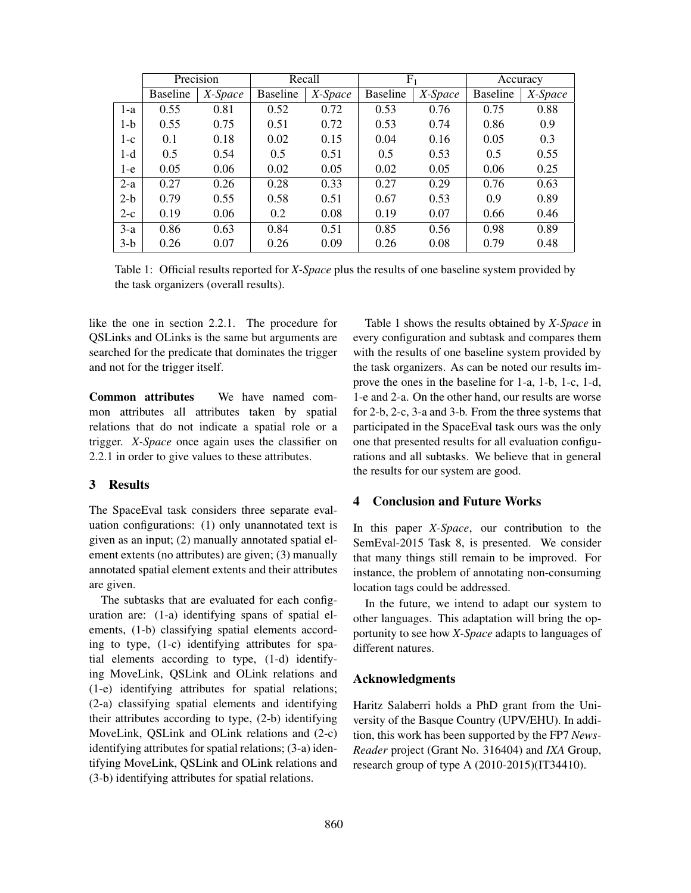| | Precision | | Recall | | $F_1$ | | Accuracy | |
|---|---|---|---|---|---|---|---|---|
| | Baseline | *X-Space* | Baseline | *X-Space* | Baseline | *X-Space* | Baseline | *X-Space* |
| 1-a | 0.55 | 0.81 | 0.52 | 0.72 | 0.53 | 0.76 | 0.75 | 0.88 |
| 1-b | 0.55 | 0.75 | 0.51 | 0.72 | 0.53 | 0.74 | 0.86 | 0.9 |
| 1-c | 0.1 | 0.18 | 0.02 | 0.15 | 0.04 | 0.16 | 0.05 | 0.3 |
| 1-d | 0.5 | 0.54 | 0.5 | 0.51 | 0.5 | 0.53 | 0.5 | 0.55 |
| 1-e | 0.05 | 0.06 | 0.02 | 0.05 | 0.02 | 0.05 | 0.06 | 0.25 |
| 2-a | 0.27 | 0.26 | 0.28 | 0.33 | 0.27 | 0.29 | 0.76 | 0.63 |
| 2-b | 0.79 | 0.55 | 0.58 | 0.51 | 0.67 | 0.53 | 0.9 | 0.89 |
| 2-c | 0.19 | 0.06 | 0.2 | 0.08 | 0.19 | 0.07 | 0.66 | 0.46 |
| 3-a | 0.86 | 0.63 | 0.84 | 0.51 | 0.85 | 0.56 | 0.98 | 0.89 |
| 3-b | 0.26 | 0.07 | 0.26 | 0.09 | 0.26 | 0.08 | 0.79 | 0.48 |

Table 1: Official results reported for *X-Space* plus the results of one baseline system provided by the task organizers (overall results).

like the one in section 2.2.1. The procedure for QSLinks and OLinks is the same but arguments are searched for the predicate that dominates the trigger and not for the trigger itself.

**Common attributes** We have named common attributes all attributes taken by spatial relations that do not indicate a spatial role or a trigger. *X-Space* once again uses the classifier on 2.2.1 in order to give values to these attributes.

## 3 Results

The SpaceEval task considers three separate evaluation configurations: (1) only unannotated text is given as an input; (2) manually annotated spatial element extents (no attributes) are given; (3) manually annotated spatial element extents and their attributes are given.

The subtasks that are evaluated for each configuration are: (1-a) identifying spans of spatial elements, (1-b) classifying spatial elements according to type, (1-c) identifying attributes for spatial elements according to type, (1-d) identifying MoveLink, QSLink and OLink relations and (1-e) identifying attributes for spatial relations; (2-a) classifying spatial elements and identifying their attributes according to type, (2-b) identifying MoveLink, QSLink and OLink relations and (2-c) identifying attributes for spatial relations; (3-a) identifying MoveLink, QSLink and OLink relations and (3-b) identifying attributes for spatial relations.

Table 1 shows the results obtained by *X-Space* in every configuration and subtask and compares them with the results of one baseline system provided by the task organizers. As can be noted our results improve the ones in the baseline for 1-a, 1-b, 1-c, 1-d, 1-e and 2-a. On the other hand, our results are worse for 2-b, 2-c, 3-a and 3-b. From the three systems that participated in the SpaceEval task ours was the only one that presented results for all evaluation configurations and all subtasks. We believe that in general the results for our system are good.

## 4 Conclusion and Future Works

In this paper *X-Space*, our contribution to the SemEval-2015 Task 8, is presented. We consider that many things still remain to be improved. For instance, the problem of annotating non-consuming location tags could be addressed.

In the future, we intend to adapt our system to other languages. This adaptation will bring the opportunity to see how *X-Space* adapts to languages of different natures.

## Acknowledgments

Haritz Salaberri holds a PhD grant from the University of the Basque Country (UPV/EHU). In addition, this work has been supported by the FP7 *News-Reader* project (Grant No. 316404) and *IXA* Group, research group of type A (2010-2015)(IT34410).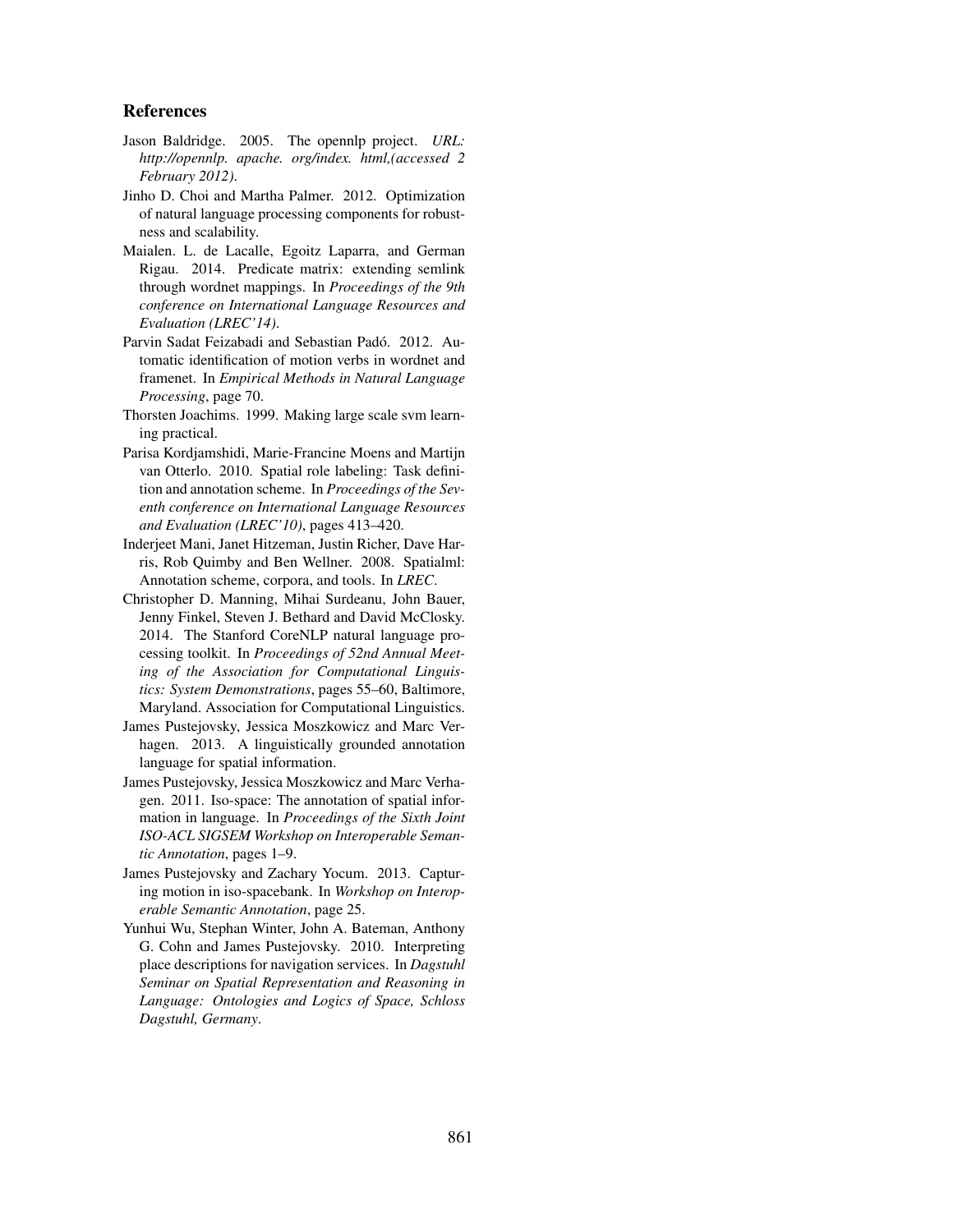## References

Jason Baldridge. 2005. The opennlp project. *URL: http://opennlp. apache. org/index. html,(accessed 2 February 2012)*.

Jinho D. Choi and Martha Palmer. 2012. Optimization of natural language processing components for robustness and scalability.

Maialen. L. de Lacalle, Egoitz Laparra, and German Rigau. 2014. Predicate matrix: extending semlink through wordnet mappings. In *Proceedings of the 9th conference on International Language Resources and Evaluation (LREC'14)*.

Parvin Sadat Feizabadi and Sebastian Padó. 2012. Automatic identification of motion verbs in wordnet and framenet. In *Empirical Methods in Natural Language Processing*, page 70.

Thorsten Joachims. 1999. Making large scale svm learning practical.

Parisa Kordjamshidi, Marie-Francine Moens and Martijn van Otterlo. 2010. Spatial role labeling: Task definition and annotation scheme. In *Proceedings of the Seventh conference on International Language Resources and Evaluation (LREC'10)*, pages 413–420.

Inderjeet Mani, Janet Hitzeman, Justin Richer, Dave Harris, Rob Quimby and Ben Wellner. 2008. Spatialml: Annotation scheme, corpora, and tools. In *LREC*.

Christopher D. Manning, Mihai Surdeanu, John Bauer, Jenny Finkel, Steven J. Bethard and David McClosky. 2014. The Stanford CoreNLP natural language processing toolkit. In *Proceedings of 52nd Annual Meeting of the Association for Computational Linguistics: System Demonstrations*, pages 55–60, Baltimore, Maryland. Association for Computational Linguistics.

James Pustejovsky, Jessica Moszkowicz and Marc Verhagen. 2013. A linguistically grounded annotation language for spatial information.

James Pustejovsky, Jessica Moszkowicz and Marc Verhagen. 2011. Iso-space: The annotation of spatial information in language. In *Proceedings of the Sixth Joint ISO-ACL SIGSEM Workshop on Interoperable Semantic Annotation*, pages 1–9.

James Pustejovsky and Zachary Yocum. 2013. Capturing motion in iso-spacebank. In *Workshop on Interoperable Semantic Annotation*, page 25.

Yunhui Wu, Stephan Winter, John A. Bateman, Anthony G. Cohn and James Pustejovsky. 2010. Interpreting place descriptions for navigation services. In *Dagstuhl Seminar on Spatial Representation and Reasoning in Language: Ontologies and Logics of Space, Schloss Dagstuhl, Germany*.